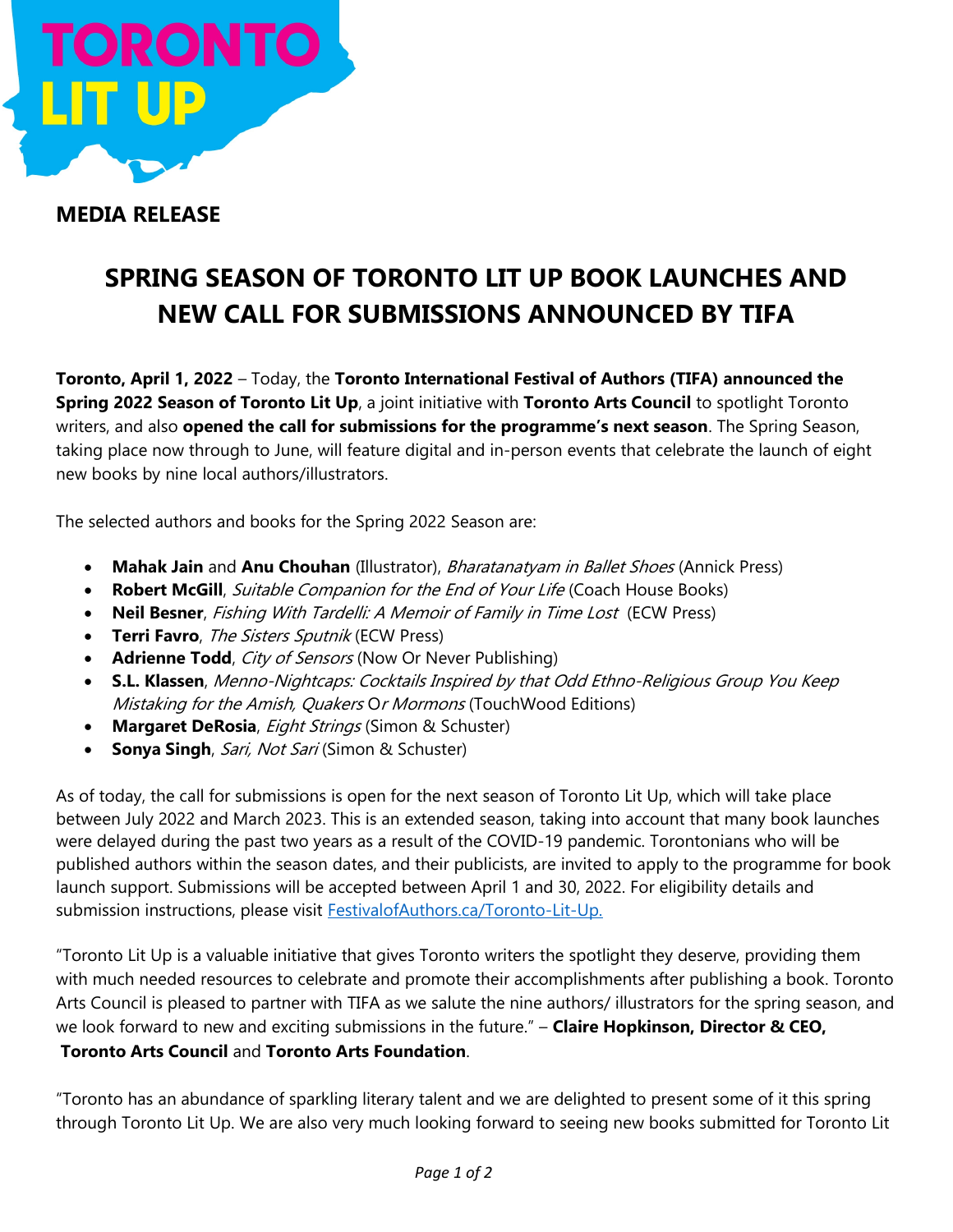**MEDIA RELEASE**

# SPRING SEASON OF TORONTO LIT UP BOOK LAUNCHES AND NEW CALL FOR SUBMISSIONS ANNOUNCED BY TIFA

**Toronto, April 1, 2022** – Today, the **Toronto International Festival of Authors (TIFA) announced the Spring 2022 Season of Toronto Lit Up**, a joint initiative with **Toronto Arts Council** to spotlight Toronto writers, and also **opened the call for submissions for the programme's next season**. The Spring Season, taking place now through to June, will feature digital and in-person events that celebrate the launch of eight new books by nine local authors/illustrators.

The selected authors and books for the Spring 2022 Season are:

- **Mahak Jain** and **Anu Chouhan** (Illustrator), *Bharatanatyam in Ballet Shoes* (Annick Press)
- **Robert McGill**, *Suitable Companion for the End of Your Life* (Coach House Books)
- **Neil Besner**, *Fishing With Tardelli: A Memoir of Family in Time Lost* (ECW Press)
- **Terri Favro**, *The Sisters Sputnik* (ECW Press)
- **Adrienne Todd**, *City of Sensors* (Now Or Never Publishing)
- **S.L. Klassen**, *Menno-Nightcaps: Cocktails Inspired by that Odd Ethno-Religious Group You Keep Mistaking for the Amish, Quakers* O*r Mormons* (TouchWood Editions)
- **Margaret DeRosia**, *Eight Strings* (Simon & Schuster)
- **Sonya Singh**, *Sari, Not Sari* (Simon & Schuster)

As of today, the call for submissions is open for the next season of Toronto Lit Up, which will take place between July 2022 and March 2023. This is an extended season, taking into account that many book launches were delayed during the past two years as a result of the COVID-19 pandemic. Torontonians who will be published authors within the season dates, and their publicists, are invited to apply to the programme for book launch support. Submissions will be accepted between April 1 and 30, 2022. For eligibility details and submission instructions, please visit FestivalofAuthors.ca/Toronto-Lit-Up.

"Toronto Lit Up is a valuable initiative that gives Toronto writers the spotlight they deserve, providing them with much needed resources to celebrate and promote their accomplishments after publishing a book. Toronto Arts Council is pleased to partner with TIFA as we salute the nine authors/ illustrators for the spring season, and we look forward to new and exciting submissions in the future." – **Claire Hopkinson, Director & CEO, Toronto Arts Council** and **Toronto Arts Foundation**.

"Toronto has an abundance of sparkling literary talent and we are delighted to present some of it this spring through Toronto Lit Up. We are also very much looking forward to seeing new books submitted for Toronto Lit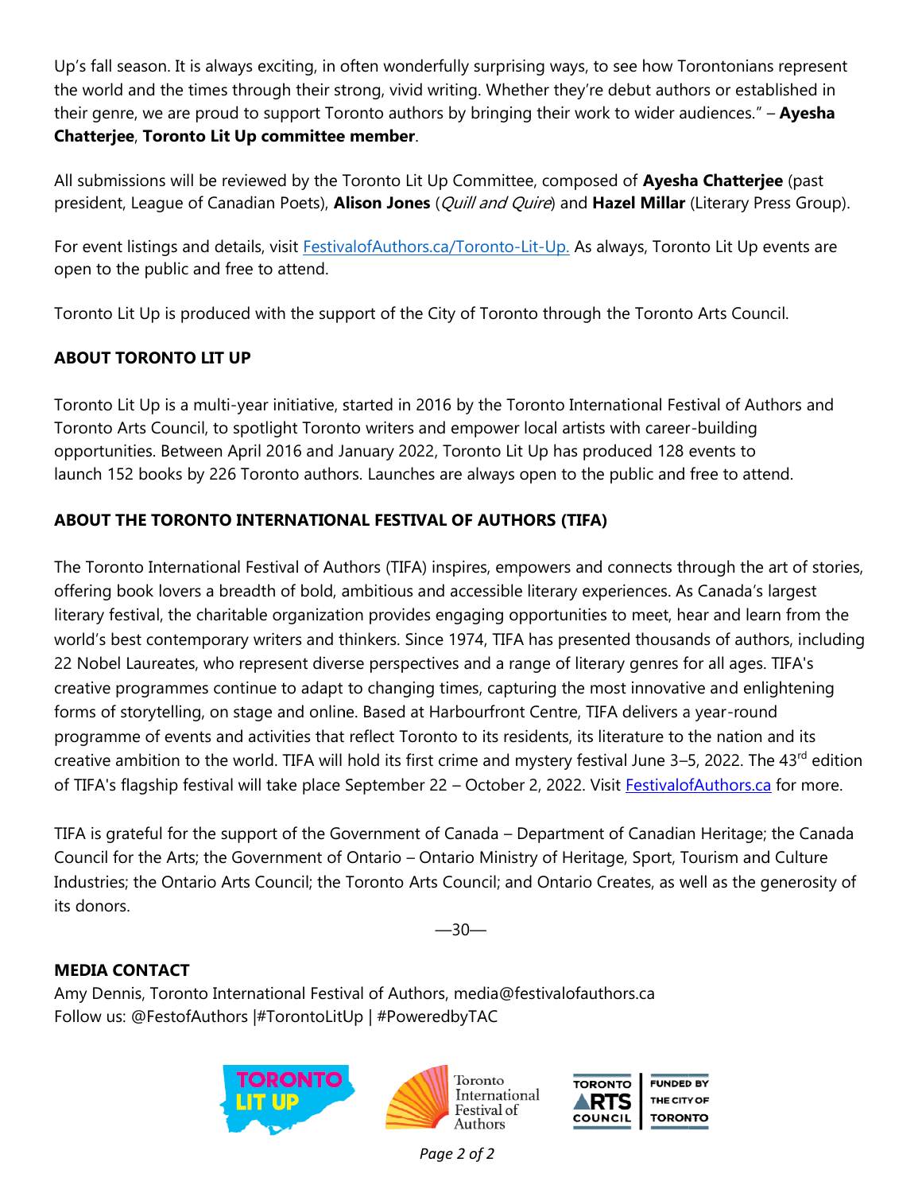Up's fall season. It is always exciting, in often wonderfully surprising ways, to see how Torontonians represent the world and the times through their strong, vivid writing. Whether they're debut authors or established in their genre, we are proud to support Toronto authors by bringing their work to wider audiences." – **Ayesha Chatterjee**, **Toronto Lit Up committee member**.

All submissions will be reviewed by the Toronto Lit Up Committee, composed of **Ayesha Chatterjee** (past president, League of Canadian Poets), **Alison Jones** (*Quill and Quire*) and **Hazel Millar** (Literary Press Group).

For event listings and details, visit [FestivalofAuthors.ca/Toronto-Lit-Up.](FestivalofAuthors.ca/Toronto-Lit-Up) As always, Toronto Lit Up events are open to the public and free to attend.

Toronto Lit Up is produced with the support of the City of Toronto through the Toronto Arts Council.

## ABOUT TORONTO LIT UP

Toronto Lit Up is a multi-year initiative, started in 2016 by the Toronto International Festival of Authors and Toronto Arts Council, to spotlight Toronto writers and empower local artists with career-building opportunities. Between April 2016 and January 2022, Toronto Lit Up has produced 128 events to launch 152 books by 226 Toronto authors. Launches are always open to the public and free to attend.

## ABOUT THE TORONTO INTERNATIONAL FESTIVAL OF AUTHORS (TIFA)

The Toronto International Festival of Authors (TIFA) inspires, empowers and connects through the art of stories, offering book lovers a breadth of bold, ambitious and accessible literary experiences. As Canada's largest literary festival, the charitable organization provides engaging opportunities to meet, hear and learn from the world's best contemporary writers and thinkers. Since 1974, TIFA has presented thousands of authors, including 22 Nobel Laureates, who represent diverse perspectives and a range of literary genres for all ages. TIFA's creative programmes continue to adapt to changing times, capturing the most innovative and enlightening forms of storytelling, on stage and online. Based at Harbourfront Centre, TIFA delivers a year-round programme of events and activities that reflect Toronto to its residents, its literature to the nation and its creative ambition to the world. TIFA will hold its first crime and mystery festival June 3–5, 2022. The 43rd edition of TIFA's flagship festival will take place September 22 – October 2, 2022. Visit [FestivalofAuthors.ca](FestivalofAuthors.ca) for more.

TIFA is grateful for the support of the Government of Canada – Department of Canadian Heritage; the Canada Council for the Arts; the Government of Ontario – Ontario Ministry of Heritage, Sport, Tourism and Culture Industries; the Ontario Arts Council; the Toronto Arts Council; and Ontario Creates, as well as the generosity of its donors.

—30—

## MEDIA CONTACT

Amy Dennis, Toronto International Festival of Authors, media@festivalofauthors.ca
Follow us: @FestofAuthors |#TorontoLitUp | #PoweredbyTAC